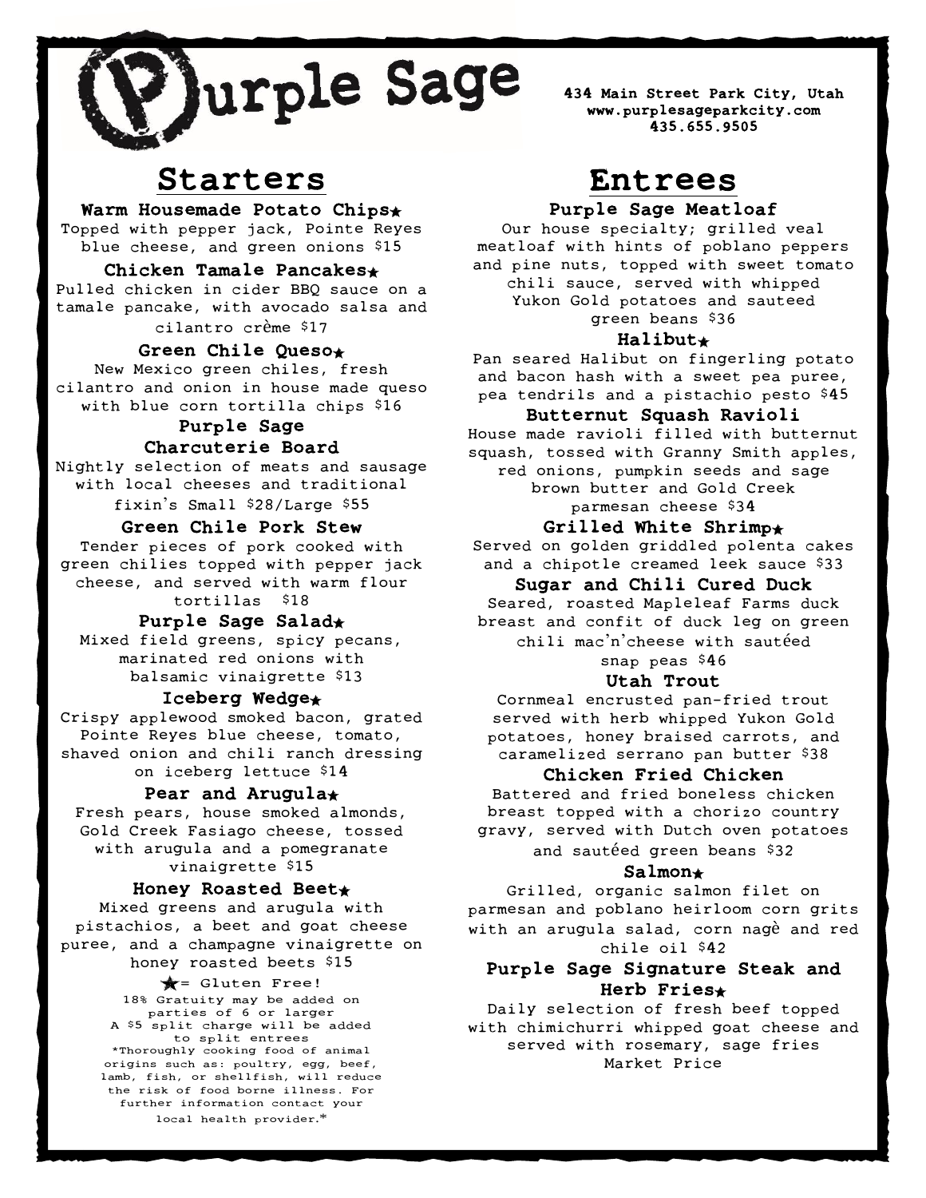# Purple Sage

434 Main Street Park City, Utah
www.purplesageparkcity.com
435.655.9505

## Starters

### Warm Housemade Potato Chips★
Topped with pepper jack, Pointe Reyes blue cheese, and green onions $15

### Chicken Tamale Pancakes★
Pulled chicken in cider BBQ sauce on a tamale pancake, with avocado salsa and cilantro crème $17

### Green Chile Queso★
New Mexico green chiles, fresh cilantro and onion in house made queso with blue corn tortilla chips $16

### Purple Sage Charcuterie Board
Nightly selection of meats and sausage with local cheeses and traditional fixin's Small $28/Large $55

### Green Chile Pork Stew
Tender pieces of pork cooked with green chilies topped with pepper jack cheese, and served with warm flour tortillas $18

### Purple Sage Salad★
Mixed field greens, spicy pecans, marinated red onions with balsamic vinaigrette $13

### Iceberg Wedge★
Crispy applewood smoked bacon, grated Pointe Reyes blue cheese, tomato, shaved onion and chili ranch dressing on iceberg lettuce $14

### Pear and Arugula★
Fresh pears, house smoked almonds, Gold Creek Fasiago cheese, tossed with arugula and a pomegranate vinaigrette $15

### Honey Roasted Beet★
Mixed greens and arugula with pistachios, a beet and goat cheese puree, and a champagne vinaigrette on honey roasted beets $15

★= Gluten Free!

18% Gratuity may be added on parties of 6 or larger
A $5 split charge will be added to split entrees
*Thoroughly cooking food of animal origins such as: poultry, egg, beef, lamb, fish, or shellfish, will reduce the risk of food borne illness. For further information contact your local health provider.*

## Entrees

### Purple Sage Meatloaf
Our house specialty; grilled veal meatloaf with hints of poblano peppers and pine nuts, topped with sweet tomato chili sauce, served with whipped Yukon Gold potatoes and sauteed green beans $36

### Halibut★
Pan seared Halibut on fingerling potato and bacon hash with a sweet pea puree, pea tendrils and a pistachio pesto $45

### Butternut Squash Ravioli
House made ravioli filled with butternut squash, tossed with Granny Smith apples, red onions, pumpkin seeds and sage brown butter and Gold Creek parmesan cheese $34

### Grilled White Shrimp★
Served on golden griddled polenta cakes and a chipotle creamed leek sauce $33

### Sugar and Chili Cured Duck
Seared, roasted Mapleleaf Farms duck breast and confit of duck leg on green chili mac'n'cheese with sautéed snap peas $46

### Utah Trout
Cornmeal encrusted pan-fried trout served with herb whipped Yukon Gold potatoes, honey braised carrots, and caramelized serrano pan butter $38

### Chicken Fried Chicken
Battered and fried boneless chicken breast topped with a chorizo country gravy, served with Dutch oven potatoes and sautéed green beans $32

### Salmon★
Grilled, organic salmon filet on parmesan and poblano heirloom corn grits with an arugula salad, corn nagè and red chile oil $42

### Purple Sage Signature Steak and Herb Fries★
Daily selection of fresh beef topped with chimichurri whipped goat cheese and served with rosemary, sage fries
Market Price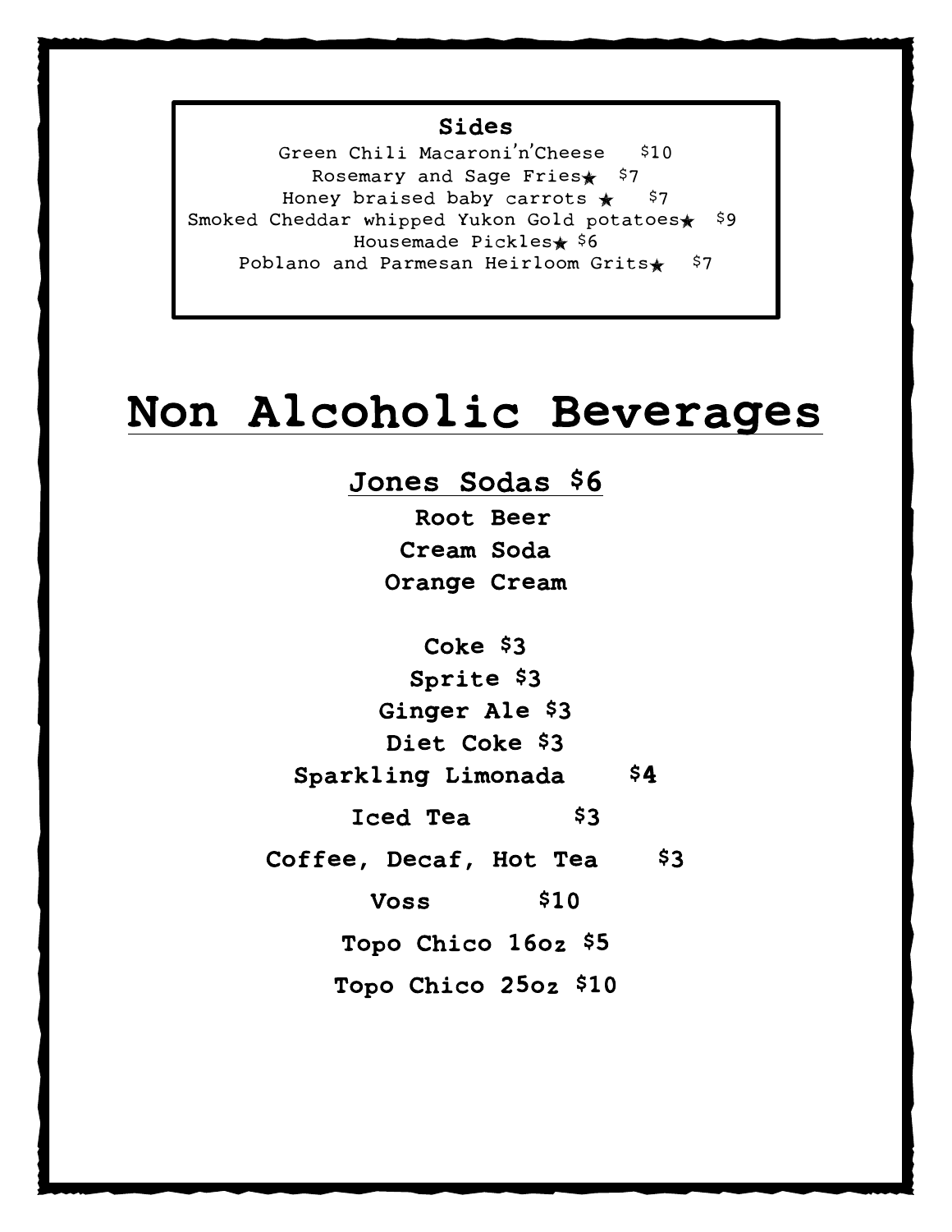### Sides

Green Chili Macaroni'n'Cheese $10

Rosemary and Sage Fries★ $7

Honey braised baby carrots ★ $7

Smoked Cheddar whipped Yukon Gold potatoes★ $9

Housemade Pickles★ $6

Poblano and Parmesan Heirloom Grits★ $7

# Non Alcoholic Beverages

## Jones Sodas $6

**Root Beer**

**Cream Soda**

**Orange Cream**

**Coke $3**

**Sprite $3**

**Ginger Ale $3**

**Diet Coke $3**

**Sparkling Limonada $4**

**Iced Tea $3**

**Coffee, Decaf, Hot Tea $3**

**Voss $10**

**Topo Chico 16oz $5**

**Topo Chico 25oz $10**